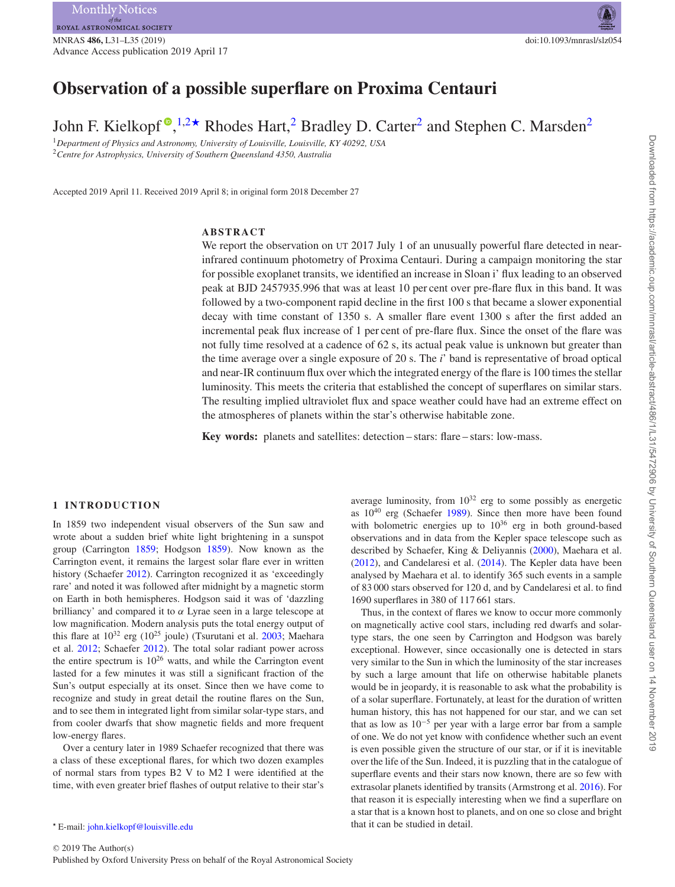# Observation of a possible superflare on Proxima Centauri

John F. Kielkopf[1,2★] Rhodes Hart,[2] Bradley D. Carter[2] and Stephen C. Marsden[2]

[1]*Department of Physics and Astronomy, University of Louisville, Louisville, KY 40292, USA*
[2]*Centre for Astrophysics, University of Southern Queensland 4350, Australia*

Accepted 2019 April 11. Received 2019 April 8; in original form 2018 December 27

## ABSTRACT

We report the observation on UT 2017 July 1 of an unusually powerful flare detected in near-infrared continuum photometry of Proxima Centauri. During a campaign monitoring the star for possible exoplanet transits, we identified an increase in Sloan i' flux leading to an observed peak at BJD 2457935.996 that was at least 10 per cent over pre-flare flux in this band. It was followed by a two-component rapid decline in the first 100 s that became a slower exponential decay with time constant of 1350 s. A smaller flare event 1300 s after the first added an incremental peak flux increase of 1 per cent of pre-flare flux. Since the onset of the flare was not fully time resolved at a cadence of 62 s, its actual peak value is unknown but greater than the time average over a single exposure of 20 s. The *i*' band is representative of broad optical and near-IR continuum flux over which the integrated energy of the flare is 100 times the stellar luminosity. This meets the criteria that established the concept of superflares on similar stars. The resulting implied ultraviolet flux and space weather could have had an extreme effect on the atmospheres of planets within the star's otherwise habitable zone.

**Key words:** planets and satellites: detection – stars: flare – stars: low-mass.

## 1 INTRODUCTION

In 1859 two independent visual observers of the Sun saw and wrote about a sudden brief white light brightening in a sunspot group (Carrington 1859; Hodgson 1859). Now known as the Carrington event, it remains the largest solar flare ever in written history (Schaefer 2012). Carrington recognized it as 'exceedingly rare' and noted it was followed after midnight by a magnetic storm on Earth in both hemispheres. Hodgson said it was of 'dazzling brilliancy' and compared it to $\alpha$ Lyrae seen in a large telescope at low magnification. Modern analysis puts the total energy output of this flare at $10^{32}$ erg ($10^{25}$ joule) (Tsurutani et al. 2003; Maehara et al. 2012; Schaefer 2012). The total solar radiant power across the entire spectrum is $10^{26}$ watts, and while the Carrington event lasted for a few minutes it was still a significant fraction of the Sun's output especially at its onset. Since then we have come to recognize and study in great detail the routine flares on the Sun, and to see them in integrated light from similar solar-type stars, and from cooler dwarfs that show magnetic fields and more frequent low-energy flares.

Over a century later in 1989 Schaefer recognized that there was a class of these exceptional flares, for which two dozen examples of normal stars from types B2 V to M2 I were identified at the time, with even greater brief flashes of output relative to their star's average luminosity, from $10^{32}$ erg to some possibly as energetic as $10^{40}$ erg (Schaefer 1989). Since then more have been found with bolometric energies up to $10^{36}$ erg in both ground-based observations and in data from the Kepler space telescope such as described by Schaefer, King & Deliyannis (2000), Maehara et al. (2012), and Candelaresi et al. (2014). The Kepler data have been analysed by Maehara et al. to identify 365 such events in a sample of 83 000 stars observed for 120 d, and by Candelaresi et al. to find 1690 superflares in 380 of 117 661 stars.

Thus, in the context of flares we know to occur more commonly on magnetically active cool stars, including red dwarfs and solar-type stars, the one seen by Carrington and Hodgson was barely exceptional. However, since occasionally one is detected in stars very similar to the Sun in which the luminosity of the star increases by such a large amount that life on otherwise habitable planets would be in jeopardy, it is reasonable to ask what the probability is of a solar superflare. Fortunately, at least for the duration of written human history, this has not happened for our star, and we can set that as low as $10^{-5}$ per year with a large error bar from a sample of one. We do not yet know with confidence whether such an event is even possible given the structure of our star, or if it is inevitable over the life of the Sun. Indeed, it is puzzling that in the catalogue of superflare events and their stars now known, there are so few with extrasolar planets identified by transits (Armstrong et al. 2016). For that reason it is especially interesting when we find a superflare on a star that is a known host to planets, and on one so close and bright that it can be studied in detail.

★ E-mail: john.kielkopf@louisville.edu

© 2019 The Author(s)
Published by Oxford University Press on behalf of the Royal Astronomical Society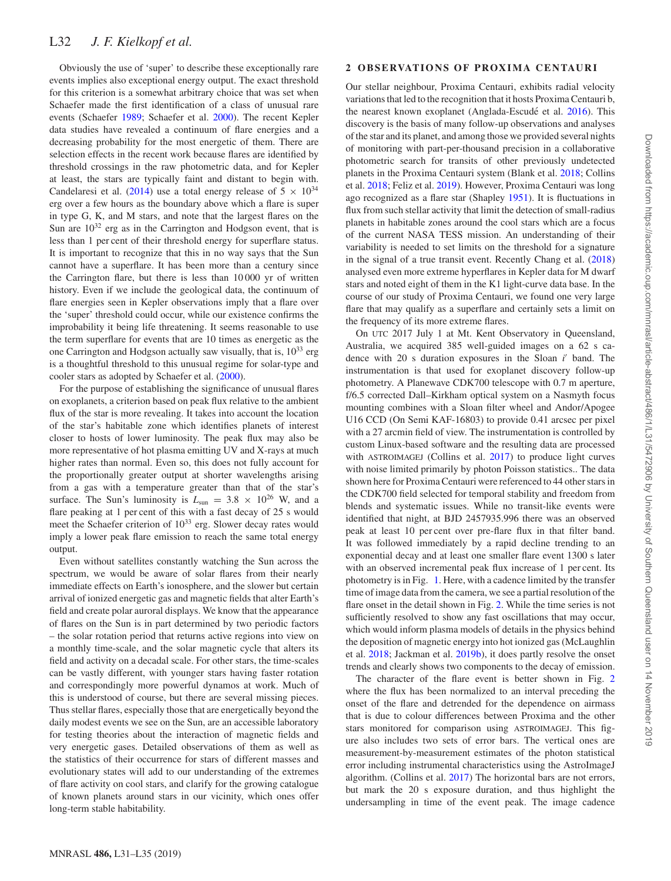Obviously the use of 'super' to describe these exceptionally rare events implies also exceptional energy output. The exact threshold for this criterion is a somewhat arbitrary choice that was set when Schaefer made the first identification of a class of unusual rare events (Schaefer 1989; Schaefer et al. 2000). The recent Kepler data studies have revealed a continuum of flare energies and a decreasing probability for the most energetic of them. There are selection effects in the recent work because flares are identified by threshold crossings in the raw photometric data, and for Kepler at least, the stars are typically faint and distant to begin with. Candelaresi et al. (2014) use a total energy release of $5 \times 10^{34}$ erg over a few hours as the boundary above which a flare is super in type G, K, and M stars, and note that the largest flares on the Sun are $10^{32}$ erg as in the Carrington and Hodgson event, that is less than 1 per cent of their threshold energy for superflare status. It is important to recognize that this in no way says that the Sun cannot have a superflare. It has been more than a century since the Carrington flare, but there is less than 10 000 yr of written history. Even if we include the geological data, the continuum of flare energies seen in Kepler observations imply that a flare over the 'super' threshold could occur, while our existence confirms the improbability it being life threatening. It seems reasonable to use the term superflare for events that are 10 times as energetic as the one Carrington and Hodgson actually saw visually, that is, $10^{33}$ erg is a thoughtful threshold to this unusual regime for solar-type and cooler stars as adopted by Schaefer et al. (2000).

For the purpose of establishing the significance of unusual flares on exoplanets, a criterion based on peak flux relative to the ambient flux of the star is more revealing. It takes into account the location of the star's habitable zone which identifies planets of interest closer to hosts of lower luminosity. The peak flux may also be more representative of hot plasma emitting UV and X-rays at much higher rates than normal. Even so, this does not fully account for the proportionally greater output at shorter wavelengths arising from a gas with a temperature greater than that of the star's surface. The Sun's luminosity is $L_{\text{sun}} = 3.8 \times 10^{26}$ W, and a flare peaking at 1 per cent of this with a fast decay of 25 s would meet the Schaefer criterion of $10^{33}$ erg. Slower decay rates would imply a lower peak flare emission to reach the same total energy output.

Even without satellites constantly watching the Sun across the spectrum, we would be aware of solar flares from their nearly immediate effects on Earth's ionosphere, and the slower but certain arrival of ionized energetic gas and magnetic fields that alter Earth's field and create polar auroral displays. We know that the appearance of flares on the Sun is in part determined by two periodic factors – the solar rotation period that returns active regions into view on a monthly time-scale, and the solar magnetic cycle that alters its field and activity on a decadal scale. For other stars, the time-scales can be vastly different, with younger stars having faster rotation and correspondingly more powerful dynamos at work. Much of this is understood of course, but there are several missing pieces. Thus stellar flares, especially those that are energetically beyond the daily modest events we see on the Sun, are an accessible laboratory for testing theories about the interaction of magnetic fields and very energetic gases. Detailed observations of them as well as the statistics of their occurrence for stars of different masses and evolutionary states will add to our understanding of the extremes of flare activity on cool stars, and clarify for the growing catalogue of known planets around stars in our vicinity, which ones offer long-term stable habitability.

## 2 OBSERVATIONS OF PROXIMA CENTAURI

Our stellar neighbour, Proxima Centauri, exhibits radial velocity variations that led to the recognition that it hosts Proxima Centauri b, the nearest known exoplanet (Anglada-Escudé et al. 2016). This discovery is the basis of many follow-up observations and analyses of the star and its planet, and among those we provided several nights of monitoring with part-per-thousand precision in a collaborative photometric search for transits of other previously undetected planets in the Proxima Centauri system (Blank et al. 2018; Collins et al. 2018; Feliz et al. 2019). However, Proxima Centauri was long ago recognized as a flare star (Shapley 1951). It is fluctuations in flux from such stellar activity that limit the detection of small-radius planets in habitable zones around the cool stars which are a focus of the current NASA TESS mission. An understanding of their variability is needed to set limits on the threshold for a signature in the signal of a true transit event. Recently Chang et al. (2018) analysed even more extreme hyperflares in Kepler data for M dwarf stars and noted eight of them in the K1 light-curve data base. In the course of our study of Proxima Centauri, we found one very large flare that may qualify as a superflare and certainly sets a limit on the frequency of its more extreme flares.

On UTC 2017 July 1 at Mt. Kent Observatory in Queensland, Australia, we acquired 385 well-guided images on a 62 s cadence with 20 s duration exposures in the Sloan $i'$ band. The instrumentation is that used for exoplanet discovery follow-up photometry. A Planewave CDK700 telescope with 0.7 m aperture, f/6.5 corrected Dall–Kirkham optical system on a Nasmyth focus mounting combines with a Sloan filter wheel and Andor/Apogee U16 CCD (On Semi KAF-16803) to provide 0.41 arcsec per pixel with a 27 arcmin field of view. The instrumentation is controlled by custom Linux-based software and the resulting data are processed with ASTROIMAGEJ (Collins et al. 2017) to produce light curves with noise limited primarily by photon Poisson statistics.. The data shown here for Proxima Centauri were referenced to 44 other stars in the CDK700 field selected for temporal stability and freedom from blends and systematic issues. While no transit-like events were identified that night, at BJD 2457935.996 there was an observed peak at least 10 per cent over pre-flare flux in that filter band. It was followed immediately by a rapid decline trending to an exponential decay and at least one smaller flare event 1300 s later with an observed incremental peak flux increase of 1 per cent. Its photometry is in Fig. 1. Here, with a cadence limited by the transfer time of image data from the camera, we see a partial resolution of the flare onset in the detail shown in Fig. 2. While the time series is not sufficiently resolved to show any fast oscillations that may occur, which would inform plasma models of details in the physics behind the deposition of magnetic energy into hot ionized gas (McLaughlin et al. 2018; Jackman et al. 2019b), it does partly resolve the onset trends and clearly shows two components to the decay of emission.

The character of the flare event is better shown in Fig. 2 where the flux has been normalized to an interval preceding the onset of the flare and detrended for the dependence on airmass that is due to colour differences between Proxima and the other stars monitored for comparison using ASTROIMAGEJ. This figure also includes two sets of error bars. The vertical ones are measurement-by-measurement estimates of the photon statistical error including instrumental characteristics using the AstroImageJ algorithm. (Collins et al. 2017) The horizontal bars are not errors, but mark the 20 s exposure duration, and thus highlight the undersampling in time of the event peak. The image cadence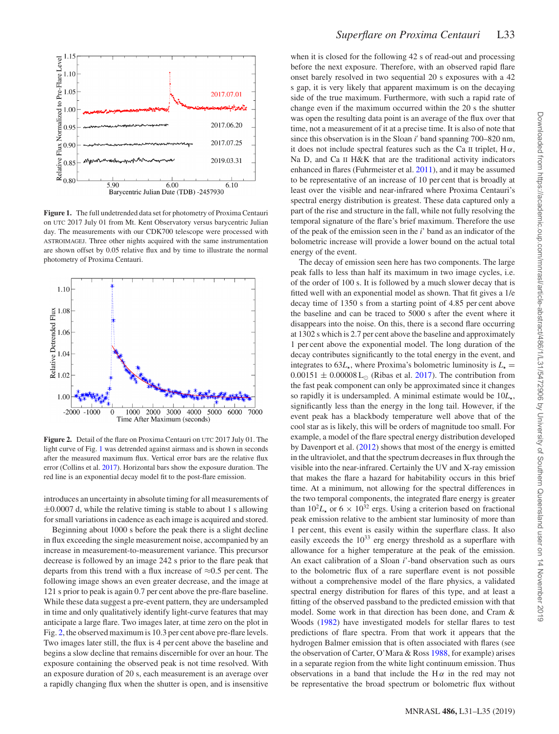**Figure 1.** The full undetrended data set for photometry of Proxima Centauri on UTC 2017 July 01 from Mt. Kent Observatory versus barycentric Julian day. The measurements with our CDK700 telescope were processed with ASTROIMAGEJ. Three other nights acquired with the same instrumentation are shown offset by 0.05 relative flux and by time to illustrate the normal photometry of Proxima Centauri.

**Figure 2.** Detail of the flare on Proxima Centauri on UTC 2017 July 01. The light curve of Fig. 1 was detrended against airmass and is shown in seconds after the measured maximum flux. Vertical error bars are the relative flux error (Collins et al. 2017). Horizontal bars show the exposure duration. The red line is an exponential decay model fit to the post-flare emission.

introduces an uncertainty in absolute timing for all measurements of $\pm 0.0007$ d, while the relative timing is stable to about 1 s allowing for small variations in cadence as each image is acquired and stored.

Beginning about 1000 s before the peak there is a slight decline in flux exceeding the single measurement noise, accompanied by an increase in measurement-to-measurement variance. This precursor decrease is followed by an image 242 s prior to the flare peak that departs from this trend with a flux increase of $\approx$0.5 per cent. The following image shows an even greater decrease, and the image at 121 s prior to peak is again 0.7 per cent above the pre-flare baseline. While these data suggest a pre-event pattern, they are undersampled in time and only qualitatively identify light-curve features that may anticipate a large flare. Two images later, at time zero on the plot in Fig. 2, the observed maximum is 10.3 per cent above pre-flare levels. Two images later still, the flux is 4 per cent above the baseline and begins a slow decline that remains discernible for over an hour. The exposure containing the observed peak is not time resolved. With an exposure duration of 20 s, each measurement is an average over a rapidly changing flux when the shutter is open, and is insensitive when it is closed for the following 42 s of read-out and processing before the next exposure. Therefore, with an observed rapid flare onset barely resolved in two sequential 20 s exposures with a 42 s gap, it is very likely that apparent maximum is on the decaying side of the true maximum. Furthermore, with such a rapid rate of change even if the maximum occurred within the 20 s the shutter was open the resulting data point is an average of the flux over that time, not a measurement of it at a precise time. It is also of note that since this observation is in the Sloan $i'$ band spanning 700–820 nm, it does not include spectral features such as the Ca II triplet, H$\alpha$, Na D, and Ca II H&K that are the traditional activity indicators enhanced in flares (Fuhrmeister et al. 2011), and it may be assumed to be representative of an increase of 10 per cent that is broadly at least over the visible and near-infrared where Proxima Centauri's spectral energy distribution is greatest. These data captured only a part of the rise and structure in the fall, while not fully resolving the temporal signature of the flare's brief maximum. Therefore the use of the peak of the emission seen in the $i'$ band as an indicator of the bolometric increase will provide a lower bound on the actual total energy of the event.

The decay of emission seen here has two components. The large peak falls to less than half its maximum in two image cycles, i.e. of the order of 100 s. It is followed by a much slower decay that is fitted well with an exponential model as shown. That fit gives a 1/e decay time of 1350 s from a starting point of 4.85 per cent above the baseline and can be traced to 5000 s after the event where it disappears into the noise. On this, there is a second flare occurring at 1302 s which is 2.7 per cent above the baseline and approximately 1 per cent above the exponential model. The long duration of the decay contributes significantly to the total energy in the event, and integrates to $63L_\star$, where Proxima's bolometric luminosity is $L_\star = 0.00151 \pm 0.00008\,\mathrm{L}_\odot$ (Ribas et al. 2017). The contribution from the fast peak component can only be approximated since it changes so rapidly it is undersampled. A minimal estimate would be $10L_\star$, significantly less than the energy in the long tail. However, if the event peak has a blackbody temperature well above that of the cool star as is likely, this will be orders of magnitude too small. For example, a model of the flare spectral energy distribution developed by Davenport et al. (2012) shows that most of the energy is emitted in the ultraviolet, and that the spectrum decreases in flux through the visible into the near-infrared. Certainly the UV and X-ray emission that makes the flare a hazard for habitability occurs in this brief time. At a minimum, not allowing for the spectral differences in the two temporal components, the integrated flare energy is greater than $10^2L_\star$ or $6 \times 10^{32}$ ergs. Using a criterion based on fractional peak emission relative to the ambient star luminosity of more than 1 per cent, this event is easily within the superflare class. It also easily exceeds the $10^{33}$ erg energy threshold as a superflare with allowance for a higher temperature at the peak of the emission. An exact calibration of a Sloan $i'$-band observation such as ours to the bolometric flux of a rare superflare event is not possible without a comprehensive model of the flare physics, a validated spectral energy distribution for flares of this type, and at least a fitting of the observed passband to the predicted emission with that model. Some work in that direction has been done, and Cram & Woods (1982) have investigated models for stellar flares to test predictions of flare spectra. From that work it appears that the hydrogen Balmer emission that is often associated with flares (see the observation of Carter, O'Mara & Ross 1988, for example) arises in a separate region from the white light continuum emission. Thus observations in a band that include the H$\alpha$ in the red may not be representative the broad spectrum or bolometric flux without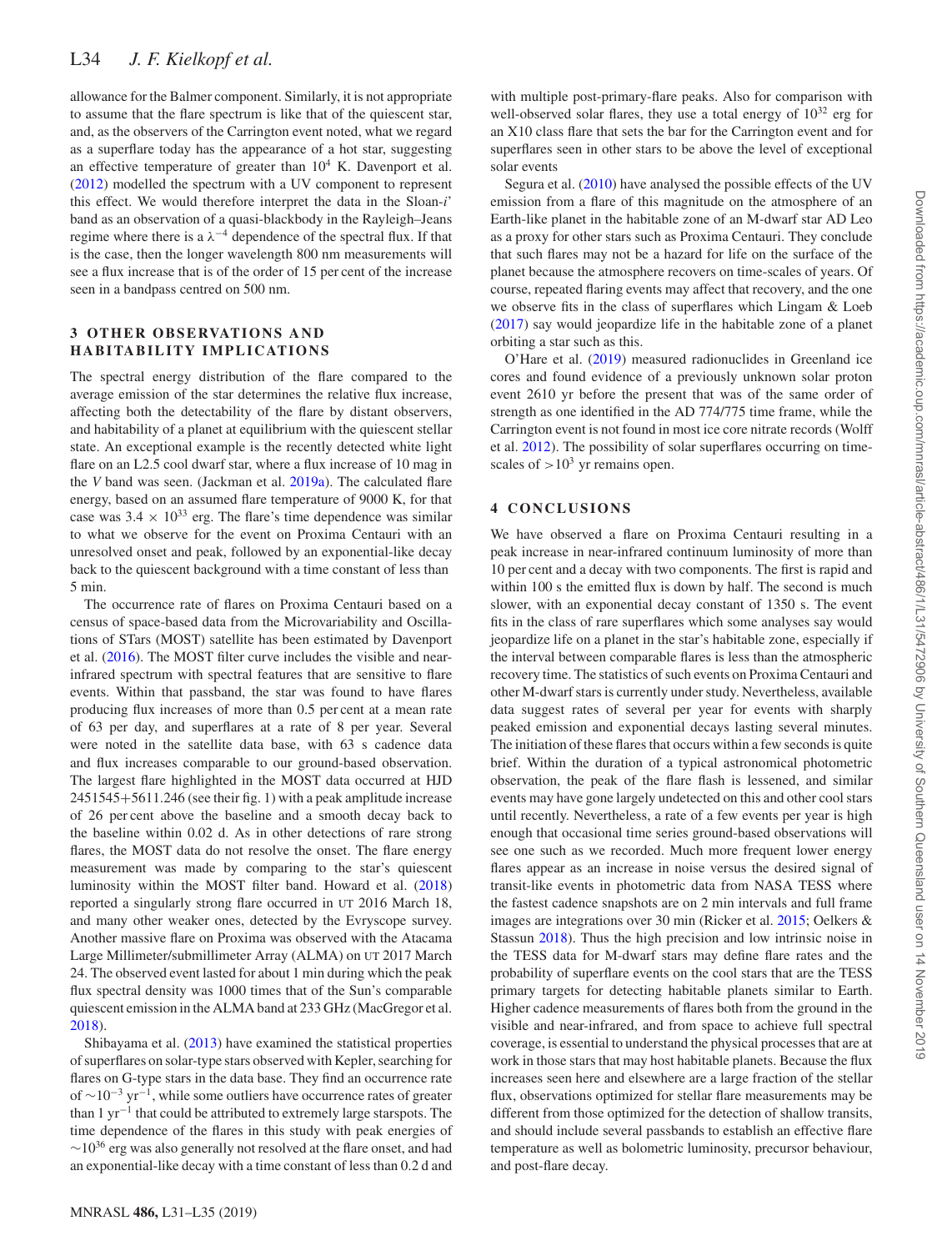allowance for the Balmer component. Similarly, it is not appropriate to assume that the flare spectrum is like that of the quiescent star, and, as the observers of the Carrington event noted, what we regard as a superflare today has the appearance of a hot star, suggesting an effective temperature of greater than $10^4$ K. Davenport et al. (2012) modelled the spectrum with a UV component to represent this effect. We would therefore interpret the data in the Sloan-$i'$ band as an observation of a quasi-blackbody in the Rayleigh–Jeans regime where there is a $\lambda^{-4}$ dependence of the spectral flux. If that is the case, then the longer wavelength 800 nm measurements will see a flux increase that is of the order of 15 per cent of the increase seen in a bandpass centred on 500 nm.

## 3 OTHER OBSERVATIONS AND HABITABILITY IMPLICATIONS

The spectral energy distribution of the flare compared to the average emission of the star determines the relative flux increase, affecting both the detectability of the flare by distant observers, and habitability of a planet at equilibrium with the quiescent stellar state. An exceptional example is the recently detected white light flare on an L2.5 cool dwarf star, where a flux increase of 10 mag in the *V* band was seen. (Jackman et al. 2019a). The calculated flare energy, based on an assumed flare temperature of 9000 K, for that case was $3.4 \times 10^{33}$ erg. The flare's time dependence was similar to what we observe for the event on Proxima Centauri with an unresolved onset and peak, followed by an exponential-like decay back to the quiescent background with a time constant of less than 5 min.

The occurrence rate of flares on Proxima Centauri based on a census of space-based data from the Microvariability and Oscillations of STars (MOST) satellite has been estimated by Davenport et al. (2016). The MOST filter curve includes the visible and near-infrared spectrum with spectral features that are sensitive to flare events. Within that passband, the star was found to have flares producing flux increases of more than 0.5 per cent at a mean rate of 63 per day, and superflares at a rate of 8 per year. Several were noted in the satellite data base, with 63 s cadence data and flux increases comparable to our ground-based observation. The largest flare highlighted in the MOST data occurred at HJD 2451545+5611.246 (see their fig. 1) with a peak amplitude increase of 26 per cent above the baseline and a smooth decay back to the baseline within 0.02 d. As in other detections of rare strong flares, the MOST data do not resolve the onset. The flare energy measurement was made by comparing to the star's quiescent luminosity within the MOST filter band. Howard et al. (2018) reported a singularly strong flare occurred in UT 2016 March 18, and many other weaker ones, detected by the Evryscope survey. Another massive flare on Proxima was observed with the Atacama Large Millimeter/submillimeter Array (ALMA) on UT 2017 March 24. The observed event lasted for about 1 min during which the peak flux spectral density was 1000 times that of the Sun's comparable quiescent emission in the ALMA band at 233 GHz (MacGregor et al. 2018).

Shibayama et al. (2013) have examined the statistical properties of superflares on solar-type stars observed with Kepler, searching for flares on G-type stars in the data base. They find an occurrence rate of $\sim 10^{-3}$ yr$^{-1}$, while some outliers have occurrence rates of greater than 1 yr$^{-1}$ that could be attributed to extremely large starspots. The time dependence of the flares in this study with peak energies of $\sim 10^{36}$ erg was also generally not resolved at the flare onset, and had an exponential-like decay with a time constant of less than 0.2 d and with multiple post-primary-flare peaks. Also for comparison with well-observed solar flares, they use a total energy of $10^{32}$ erg for an X10 class flare that sets the bar for the Carrington event and for superflares seen in other stars to be above the level of exceptional solar events

Segura et al. (2010) have analysed the possible effects of the UV emission from a flare of this magnitude on the atmosphere of an Earth-like planet in the habitable zone of an M-dwarf star AD Leo as a proxy for other stars such as Proxima Centauri. They conclude that such flares may not be a hazard for life on the surface of the planet because the atmosphere recovers on time-scales of years. Of course, repeated flaring events may affect that recovery, and the one we observe fits in the class of superflares which Lingam & Loeb (2017) say would jeopardize life in the habitable zone of a planet orbiting a star such as this.

O'Hare et al. (2019) measured radionuclides in Greenland ice cores and found evidence of a previously unknown solar proton event 2610 yr before the present that was of the same order of strength as one identified in the AD 774/775 time frame, while the Carrington event is not found in most ice core nitrate records (Wolff et al. 2012). The possibility of solar superflares occurring on time-scales of $>10^3$ yr remains open.

## 4 CONCLUSIONS

We have observed a flare on Proxima Centauri resulting in a peak increase in near-infrared continuum luminosity of more than 10 per cent and a decay with two components. The first is rapid and within 100 s the emitted flux is down by half. The second is much slower, with an exponential decay constant of 1350 s. The event fits in the class of rare superflares which some analyses say would jeopardize life on a planet in the star's habitable zone, especially if the interval between comparable flares is less than the atmospheric recovery time. The statistics of such events on Proxima Centauri and other M-dwarf stars is currently under study. Nevertheless, available data suggest rates of several per year for events with sharply peaked emission and exponential decays lasting several minutes. The initiation of these flares that occurs within a few seconds is quite brief. Within the duration of a typical astronomical photometric observation, the peak of the flare flash is lessened, and similar events may have gone largely undetected on this and other cool stars until recently. Nevertheless, a rate of a few events per year is high enough that occasional time series ground-based observations will see one such as we recorded. Much more frequent lower energy flares appear as an increase in noise versus the desired signal of transit-like events in photometric data from NASA TESS where the fastest cadence snapshots are on 2 min intervals and full frame images are integrations over 30 min (Ricker et al. 2015; Oelkers & Stassun 2018). Thus the high precision and low intrinsic noise in the TESS data for M-dwarf stars may define flare rates and the probability of superflare events on the cool stars that are the TESS primary targets for detecting habitable planets similar to Earth. Higher cadence measurements of flares both from the ground in the visible and near-infrared, and from space to achieve full spectral coverage, is essential to understand the physical processes that are at work in those stars that may host habitable planets. Because the flux increases seen here and elsewhere are a large fraction of the stellar flux, observations optimized for stellar flare measurements may be different from those optimized for the detection of shallow transits, and should include several passbands to establish an effective flare temperature as well as bolometric luminosity, precursor behaviour, and post-flare decay.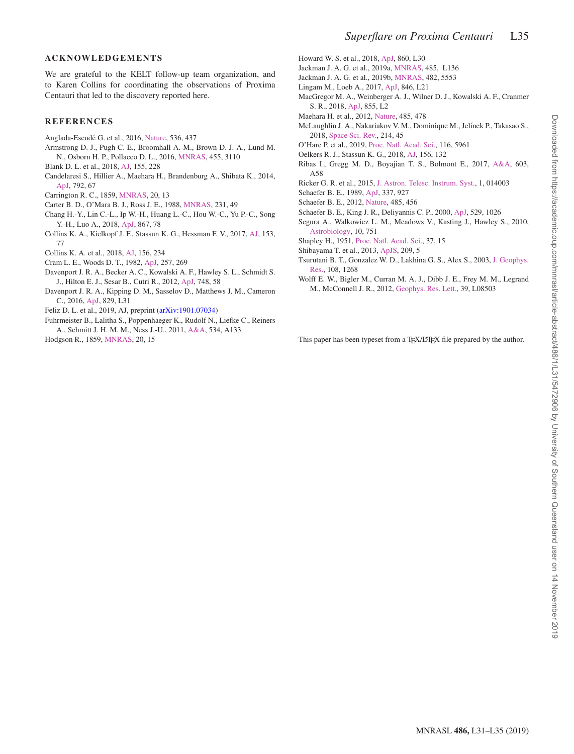## ACKNOWLEDGEMENTS

We are grateful to the KELT follow-up team organization, and to Karen Collins for coordinating the observations of Proxima Centauri that led to the discovery reported here.

## REFERENCES

Anglada-Escudé G. et al., 2016, Nature, 536, 437
Armstrong D. J., Pugh C. E., Broomhall A.-M., Brown D. J. A., Lund M. N., Osborn H. P., Pollacco D. L., 2016, MNRAS, 455, 3110
Blank D. L. et al., 2018, AJ, 155, 228
Candelaresi S., Hillier A., Maehara H., Brandenburg A., Shibata K., 2014, ApJ, 792, 67
Carrington R. C., 1859, MNRAS, 20, 13
Carter B. D., O'Mara B. J., Ross J. E., 1988, MNRAS, 231, 49
Chang H.-Y., Lin C.-L., Ip W.-H., Huang L.-C., Hou W.-C., Yu P.-C., Song Y.-H., Luo A., 2018, ApJ, 867, 78
Collins K. A., Kielkopf J. F., Stassun K. G., Hessman F. V., 2017, AJ, 153, 77
Collins K. A. et al., 2018, AJ, 156, 234
Cram L. E., Woods D. T., 1982, ApJ, 257, 269
Davenport J. R. A., Becker A. C., Kowalski A. F., Hawley S. L., Schmidt S. J., Hilton E. J., Sesar B., Cutri R., 2012, ApJ, 748, 58
Davenport J. R. A., Kipping D. M., Sasselov D., Matthews J. M., Cameron C., 2016, ApJ, 829, L31
Feliz D. L. et al., 2019, AJ, preprint (arXiv:1901.07034)
Fuhrmeister B., Lalitha S., Poppenhaeger K., Rudolf N., Liefke C., Reiners A., Schmitt J. H. M. M., Ness J.-U., 2011, A&A, 534, A133
Hodgson R., 1859, MNRAS, 20, 15
Howard W. S. et al., 2018, ApJ, 860, L30
Jackman J. A. G. et al., 2019a, MNRAS, 485, L136
Jackman J. A. G. et al., 2019b, MNRAS, 482, 5553
Lingam M., Loeb A., 2017, ApJ, 846, L21
MacGregor M. A., Weinberger A. J., Wilner D. J., Kowalski A. F., Cranmer S. R., 2018, ApJ, 855, L2
Maehara H. et al., 2012, Nature, 485, 478
McLaughlin J. A., Nakariakov V. M., Dominique M., Jelínek P., Takasao S., 2018, Space Sci. Rev., 214, 45
O'Hare P. et al., 2019, Proc. Natl. Acad. Sci., 116, 5961
Oelkers R. J., Stassun K. G., 2018, AJ, 156, 132
Ribas I., Gregg M. D., Boyajian T. S., Bolmont E., 2017, A&A, 603, A58
Ricker G. R. et al., 2015, J. Astron. Telesc. Instrum. Syst., 1, 014003
Schaefer B. E., 1989, ApJ, 337, 927
Schaefer B. E., 2012, Nature, 485, 456
Schaefer B. E., King J. R., Deliyannis C. P., 2000, ApJ, 529, 1026
Segura A., Walkowicz L. M., Meadows V., Kasting J., Hawley S., 2010, Astrobiology, 10, 751
Shapley H., 1951, Proc. Natl. Acad. Sci., 37, 15
Shibayama T. et al., 2013, ApJS, 209, 5
Tsurutani B. T., Gonzalez W. D., Lakhina G. S., Alex S., 2003, J. Geophys. Res., 108, 1268
Wolff E. W., Bigler M., Curran M. A. J., Dibb J. E., Frey M. M., Legrand M., McConnell J. R., 2012, Geophys. Res. Lett., 39, L08503

This paper has been typeset from a TEX/LATEX file prepared by the author.